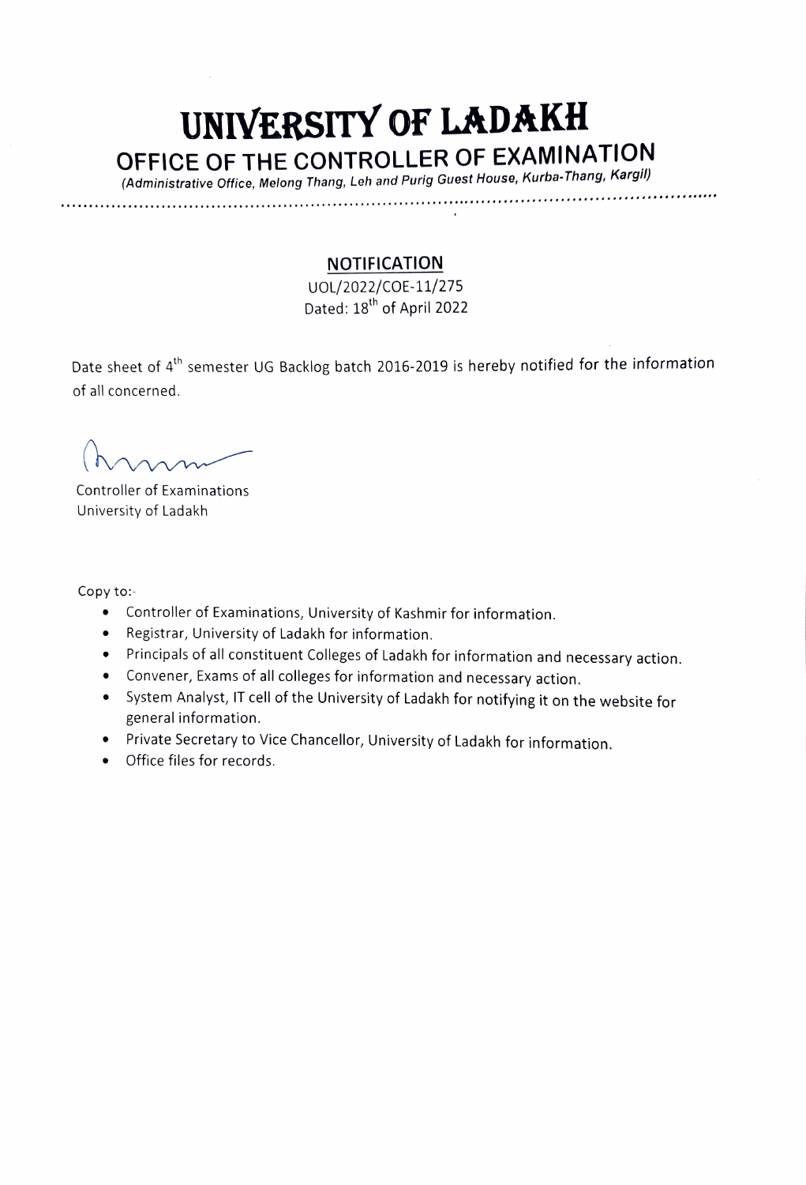# UNIVERSITY OF LADAKH

## OFFICE OF THE CONTROLLER OF EXAMINATION

*(Administrative Office, Melong Thang, Leh and Purig Guest House, Kurba-Thang, Kargil)*

---

## NOTIFICATION

UOL/2022/COE-11/275

Dated: 18th of April 2022

Date sheet of 4th semester UG Backlog batch 2016-2019 is hereby notified for the information of all concerned.

Controller of Examinations
University of Ladakh

Copy to:-

- Controller of Examinations, University of Kashmir for information.
- Registrar, University of Ladakh for information.
- Principals of all constituent Colleges of Ladakh for information and necessary action.
- Convener, Exams of all colleges for information and necessary action.
- System Analyst, IT cell of the University of Ladakh for notifying it on the website for general information.
- Private Secretary to Vice Chancellor, University of Ladakh for information.
- Office files for records.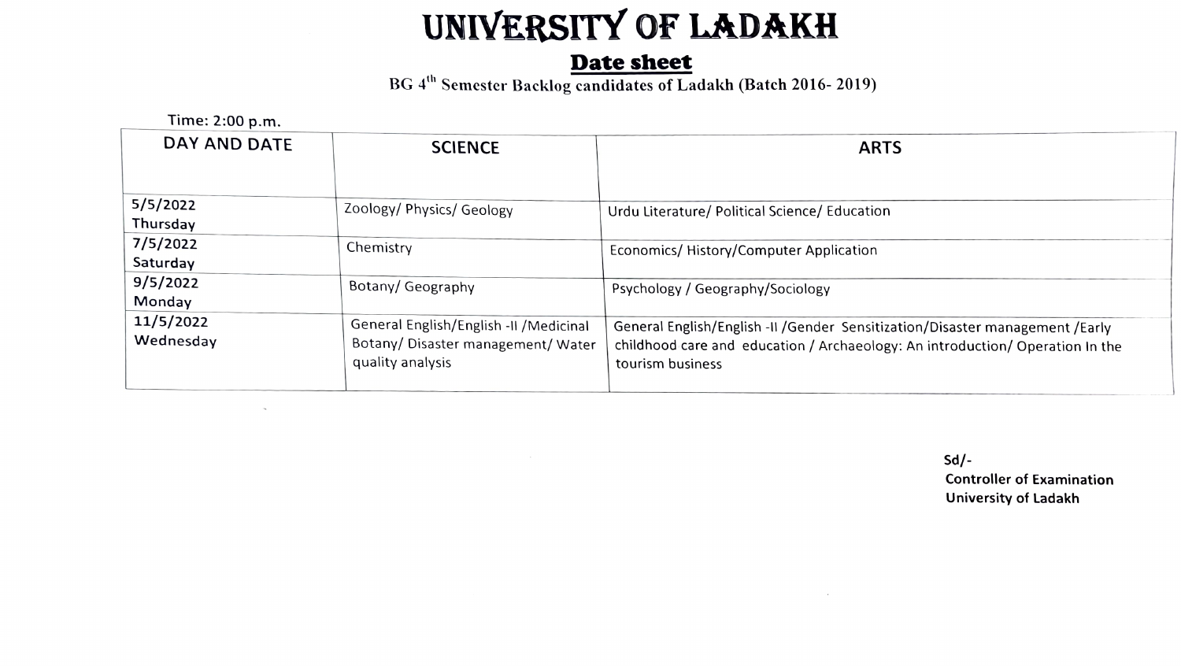# UNIVERSITY OF LADAKH

## Date sheet

**BG 4th Semester Backlog candidates of Ladakh (Batch 2016- 2019)**

Time: 2:00 p.m.

| DAY AND DATE | SCIENCE | ARTS |
|---|---|---|
| 5/5/2022 Thursday | Zoology/ Physics/ Geology | Urdu Literature/ Political Science/ Education |
| 7/5/2022 Saturday | Chemistry | Economics/ History/Computer Application |
| 9/5/2022 Monday | Botany/ Geography | Psychology / Geography/Sociology |
| 11/5/2022 Wednesday | General English/English -II /Medicinal Botany/ Disaster management/ Water quality analysis | General English/English -II /Gender Sensitization/Disaster management /Early childhood care and education / Archaeology: An introduction/ Operation In the tourism business |

Sd/-
**Controller of Examination**
**University of Ladakh**